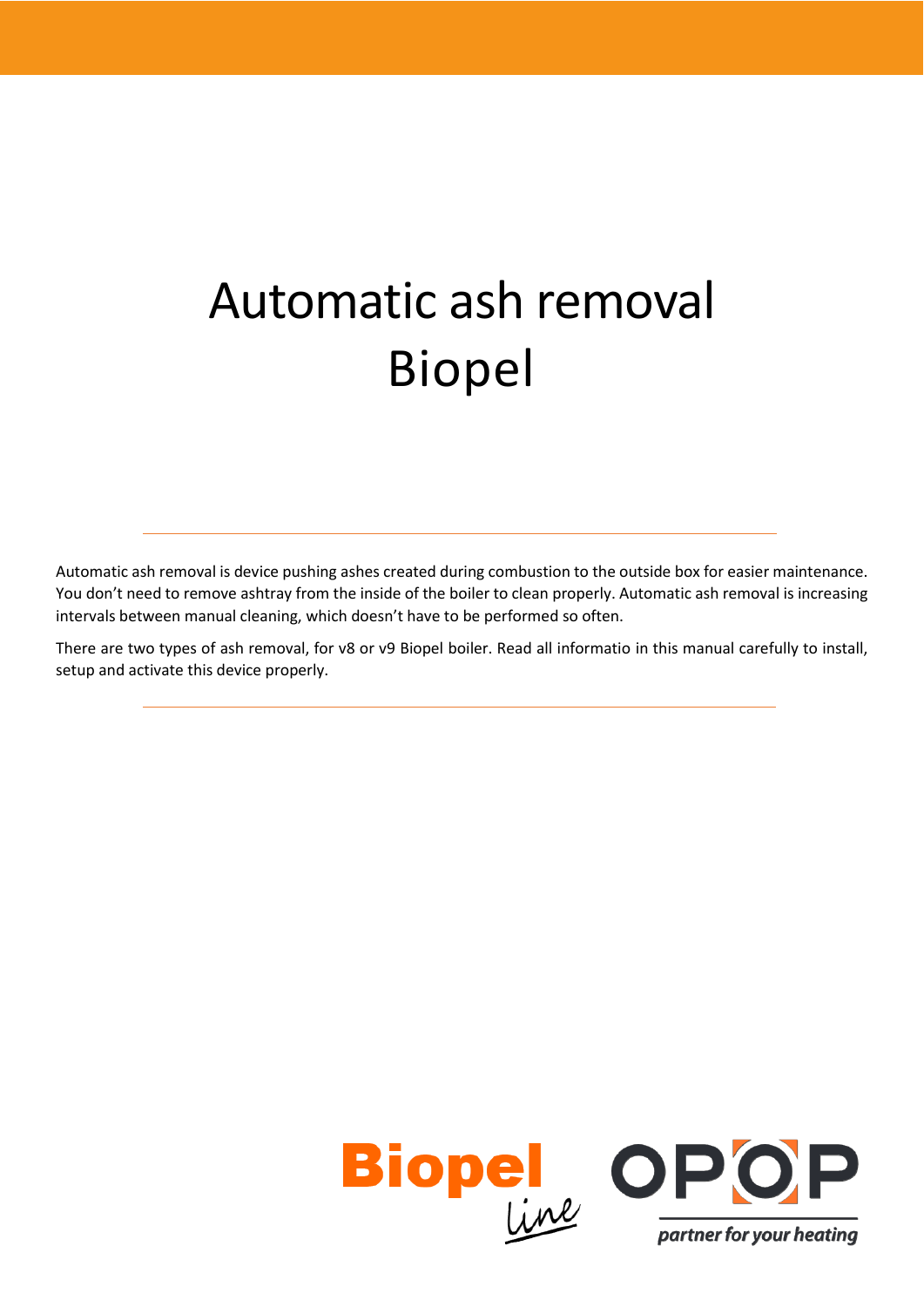# Automatic ash removal Biopel

Automatic ash removal is device pushing ashes created during combustion to the outside box for easier maintenance. You don't need to remove ashtray from the inside of the boiler to clean properly. Automatic ash removal is increasing intervals between manual cleaning, which doesn't have to be performed so often.

There are two types of ash removal, for v8 or v9 Biopel boiler. Read all informatio in this manual carefully to install, setup and activate this device properly.

Biopel line OPOP partner for your heating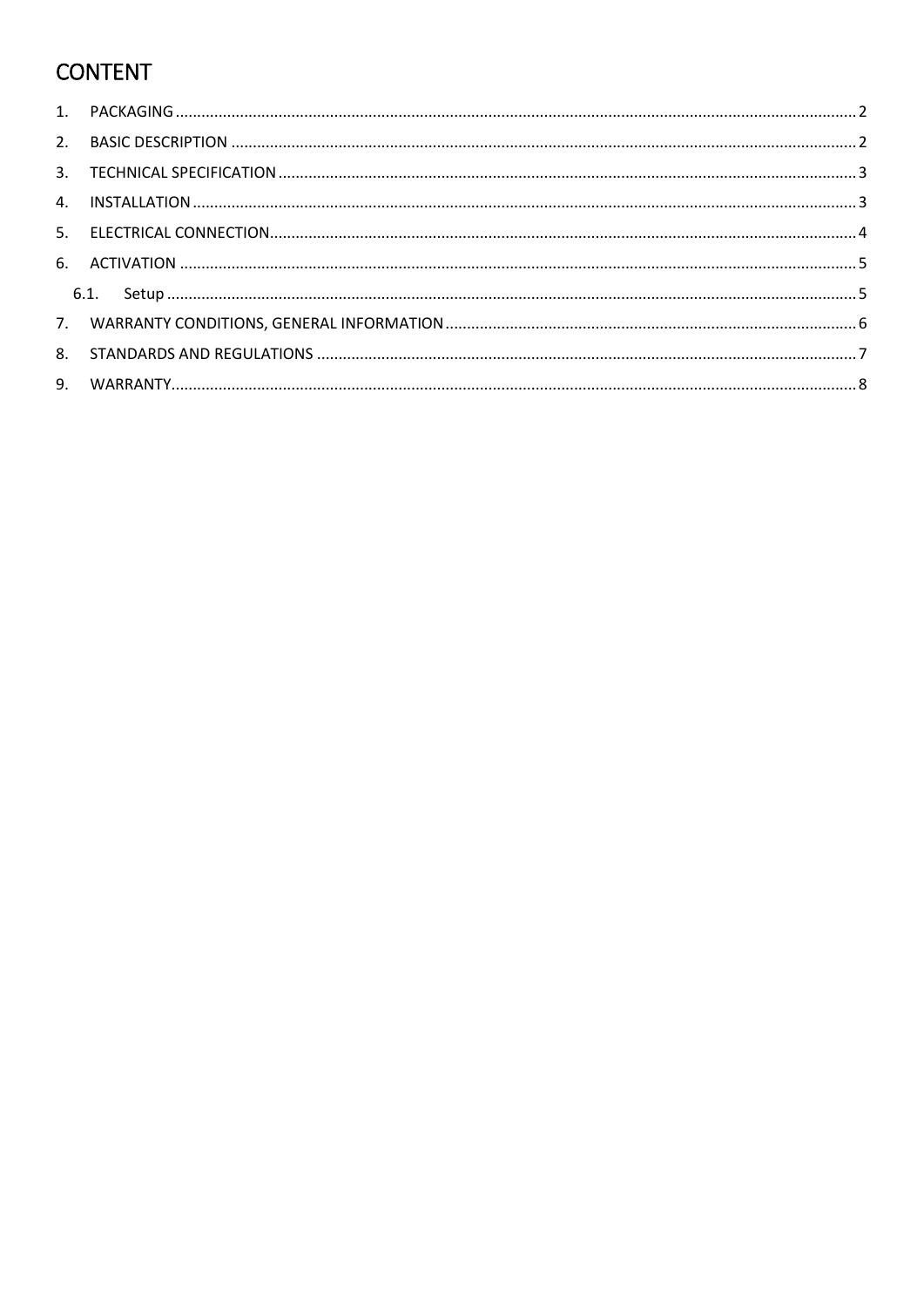# CONTENT

1. PACKAGING ..... 2
2. BASIC DESCRIPTION ..... 2
3. TECHNICAL SPECIFICATION ..... 3
4. INSTALLATION ..... 3
5. ELECTRICAL CONNECTION ..... 4
6. ACTIVATION ..... 5
   6.1. Setup ..... 5
7. WARRANTY CONDITIONS, GENERAL INFORMATION ..... 6
8. STANDARDS AND REGULATIONS ..... 7
9. WARRANTY ..... 8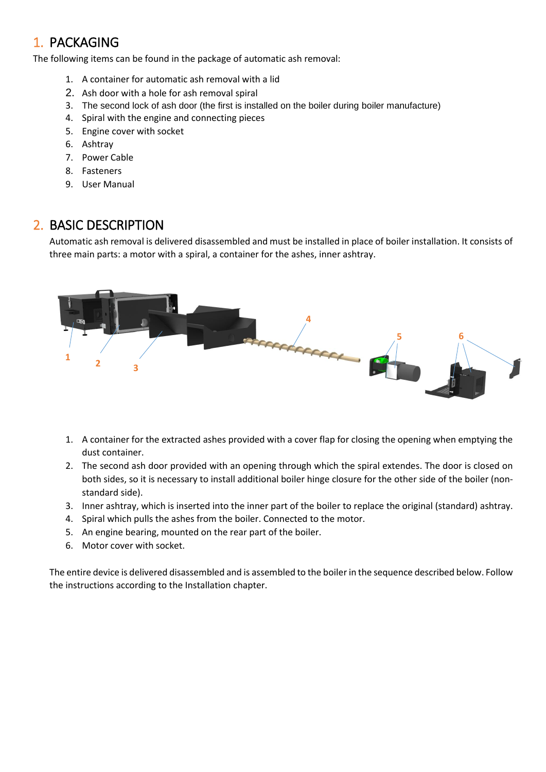# 1. PACKAGING

The following items can be found in the package of automatic ash removal:

1. A container for automatic ash removal with a lid
2. Ash door with a hole for ash removal spiral
3. The second lock of ash door (the first is installed on the boiler during boiler manufacture)
4. Spiral with the engine and connecting pieces
5. Engine cover with socket
6. Ashtray
7. Power Cable
8. Fasteners
9. User Manual

# 2. BASIC DESCRIPTION

Automatic ash removal is delivered disassembled and must be installed in place of boiler installation. It consists of three main parts: a motor with a spiral, a container for the ashes, inner ashtray.

1. A container for the extracted ashes provided with a cover flap for closing the opening when emptying the dust container.
2. The second ash door provided with an opening through which the spiral extendes. The door is closed on both sides, so it is necessary to install additional boiler hinge closure for the other side of the boiler (non-standard side).
3. Inner ashtray, which is inserted into the inner part of the boiler to replace the original (standard) ashtray.
4. Spiral which pulls the ashes from the boiler. Connected to the motor.
5. An engine bearing, mounted on the rear part of the boiler.
6. Motor cover with socket.

The entire device is delivered disassembled and is assembled to the boiler in the sequence described below. Follow the instructions according to the Installation chapter.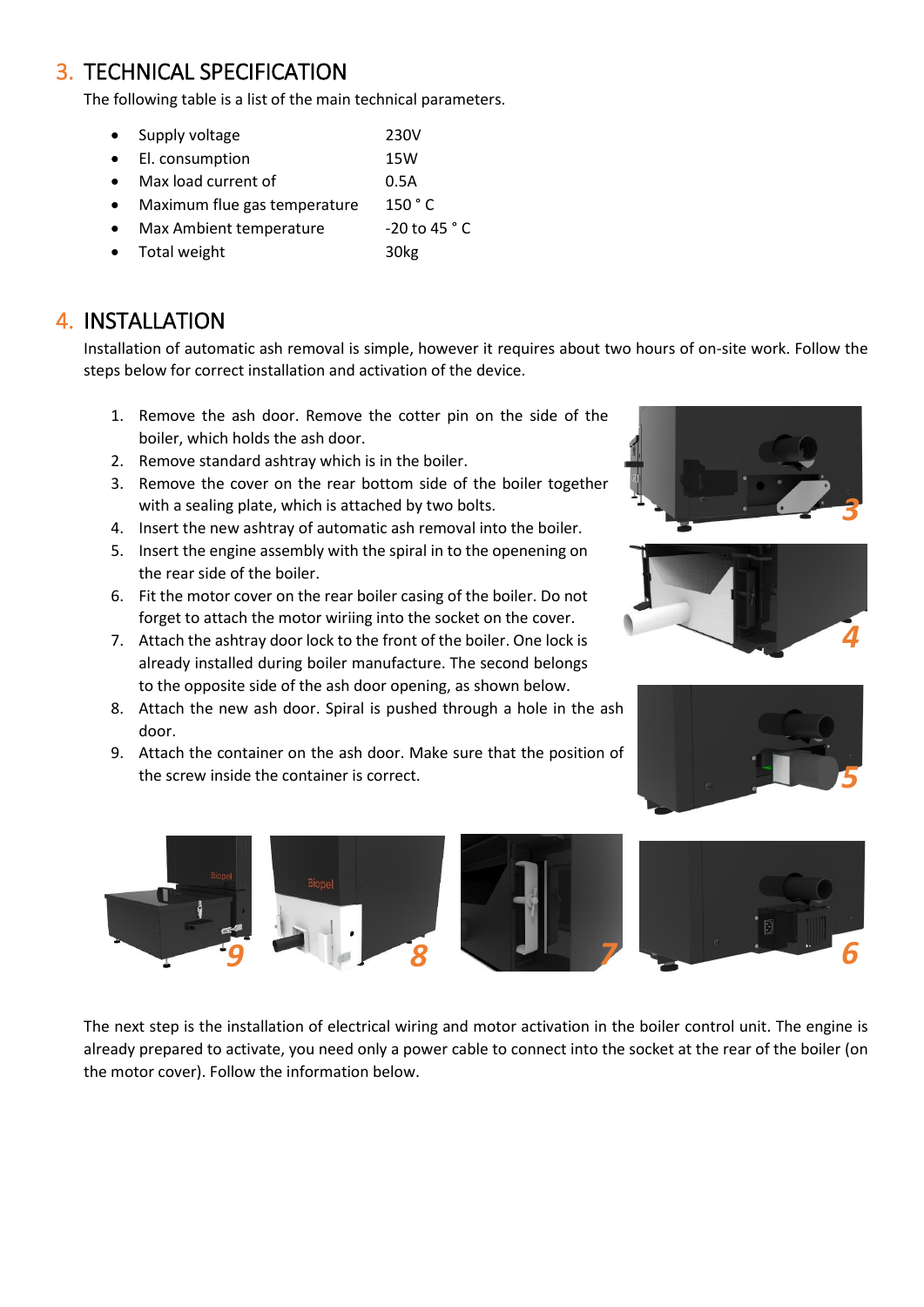## 3. TECHNICAL SPECIFICATION

The following table is a list of the main technical parameters.

- Supply voltage 230V
- El. consumption 15W
- Max load current of 0.5A
- Maximum flue gas temperature 150 ° C
- Max Ambient temperature -20 to 45 ° C
- Total weight 30kg

## 4. INSTALLATION

Installation of automatic ash removal is simple, however it requires about two hours of on-site work. Follow the steps below for correct installation and activation of the device.

1. Remove the ash door. Remove the cotter pin on the side of the boiler, which holds the ash door.
2. Remove standard ashtray which is in the boiler.
3. Remove the cover on the rear bottom side of the boiler together with a sealing plate, which is attached by two bolts.
4. Insert the new ashtray of automatic ash removal into the boiler.
5. Insert the engine assembly with the spiral in to the openening on the rear side of the boiler.
6. Fit the motor cover on the rear boiler casing of the boiler. Do not forget to attach the motor wiriing into the socket on the cover.
7. Attach the ashtray door lock to the front of the boiler. One lock is already installed during boiler manufacture. The second belongs to the opposite side of the ash door opening, as shown below.
8. Attach the new ash door. Spiral is pushed through a hole in the ash door.
9. Attach the container on the ash door. Make sure that the position of the screw inside the container is correct.

The next step is the installation of electrical wiring and motor activation in the boiler control unit. The engine is already prepared to activate, you need only a power cable to connect into the socket at the rear of the boiler (on the motor cover). Follow the information below.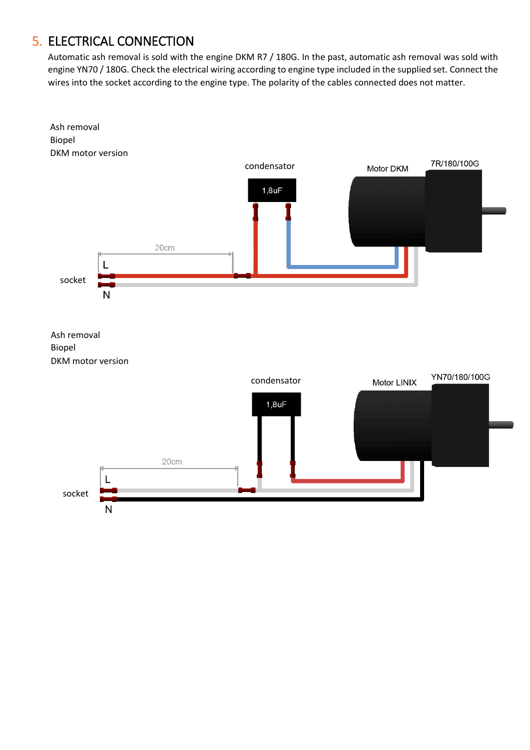## 5. ELECTRICAL CONNECTION

Automatic ash removal is sold with the engine DKM R7 / 180G. In the past, automatic ash removal was sold with engine YN70 / 180G. Check the electrical wiring according to engine type included in the supplied set. Connect the wires into the socket according to the engine type. The polarity of the cables connected does not matter.

Ash removal
Biopel
DKM motor version

condensator

1,8uF

Motor DKM

7R/180/100G

20cm

L

socket

N

Ash removal
Biopel
DKM motor version

condensator

1,8uF

Motor LINIX

YN70/180/100G

20cm

L

socket

N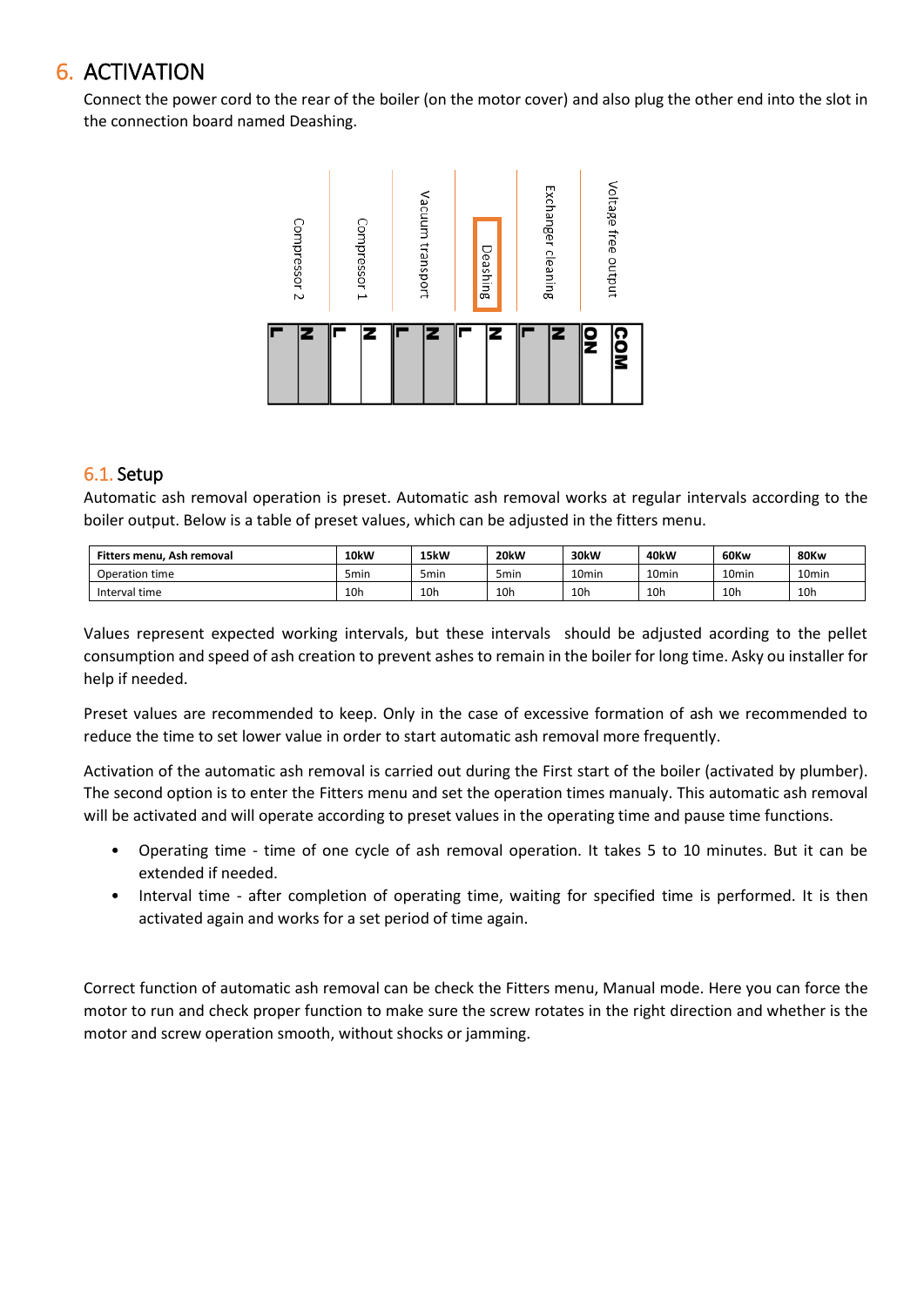# 6. ACTIVATION

Connect the power cord to the rear of the boiler (on the motor cover) and also plug the other end into the slot in the connection board named Deashing.

| Compressor 2 | | Compressor 1 | | Vacuum transport | | **Deashing** | | Exchanger cleaning | | Voltage free output | |
|---|---|---|---|---|---|---|---|---|---|---|---|
| L | N | L | N | L | N | L | N | L | N | NO | COM |

## 6.1. Setup

Automatic ash removal operation is preset. Automatic ash removal works at regular intervals according to the boiler output. Below is a table of preset values, which can be adjusted in the fitters menu.

| Fitters menu, Ash removal | 10kW | 15kW | 20kW | 30kW | 40kW | 60Kw | 80Kw |
|---|---|---|---|---|---|---|---|
| Operation time | 5min | 5min | 5min | 10min | 10min | 10min | 10min |
| Interval time | 10h | 10h | 10h | 10h | 10h | 10h | 10h |

Values represent expected working intervals, but these intervals should be adjusted acording to the pellet consumption and speed of ash creation to prevent ashes to remain in the boiler for long time. Asky ou installer for help if needed.

Preset values are recommended to keep. Only in the case of excessive formation of ash we recommended to reduce the time to set lower value in order to start automatic ash removal more frequently.

Activation of the automatic ash removal is carried out during the First start of the boiler (activated by plumber). The second option is to enter the Fitters menu and set the operation times manualy. This automatic ash removal will be activated and will operate according to preset values in the operating time and pause time functions.

- Operating time - time of one cycle of ash removal operation. It takes 5 to 10 minutes. But it can be extended if needed.
- Interval time - after completion of operating time, waiting for specified time is performed. It is then activated again and works for a set period of time again.

Correct function of automatic ash removal can be check the Fitters menu, Manual mode. Here you can force the motor to run and check proper function to make sure the screw rotates in the right direction and whether is the motor and screw operation smooth, without shocks or jamming.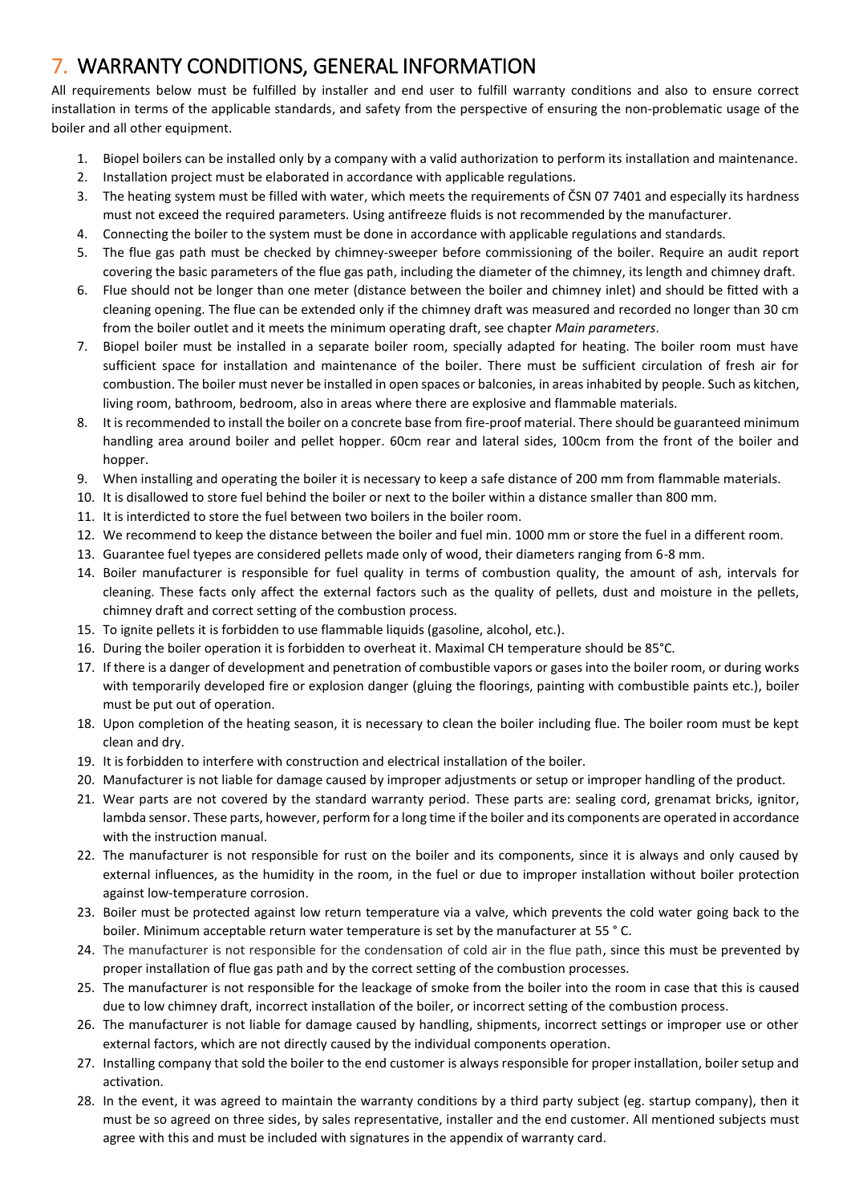## 7. WARRANTY CONDITIONS, GENERAL INFORMATION

All requirements below must be fulfilled by installer and end user to fulfill warranty conditions and also to ensure correct installation in terms of the applicable standards, and safety from the perspective of ensuring the non-problematic usage of the boiler and all other equipment.

1. Biopel boilers can be installed only by a company with a valid authorization to perform its installation and maintenance.
2. Installation project must be elaborated in accordance with applicable regulations.
3. The heating system must be filled with water, which meets the requirements of ČSN 07 7401 and especially its hardness must not exceed the required parameters. Using antifreeze fluids is not recommended by the manufacturer.
4. Connecting the boiler to the system must be done in accordance with applicable regulations and standards.
5. The flue gas path must be checked by chimney-sweeper before commissioning of the boiler. Require an audit report covering the basic parameters of the flue gas path, including the diameter of the chimney, its length and chimney draft.
6. Flue should not be longer than one meter (distance between the boiler and chimney inlet) and should be fitted with a cleaning opening. The flue can be extended only if the chimney draft was measured and recorded no longer than 30 cm from the boiler outlet and it meets the minimum operating draft, see chapter *Main parameters*.
7. Biopel boiler must be installed in a separate boiler room, specially adapted for heating. The boiler room must have sufficient space for installation and maintenance of the boiler. There must be sufficient circulation of fresh air for combustion. The boiler must never be installed in open spaces or balconies, in areas inhabited by people. Such as kitchen, living room, bathroom, bedroom, also in areas where there are explosive and flammable materials.
8. It is recommended to install the boiler on a concrete base from fire-proof material. There should be guaranteed minimum handling area around boiler and pellet hopper. 60cm rear and lateral sides, 100cm from the front of the boiler and hopper.
9. When installing and operating the boiler it is necessary to keep a safe distance of 200 mm from flammable materials.
10. It is disallowed to store fuel behind the boiler or next to the boiler within a distance smaller than 800 mm.
11. It is interdicted to store the fuel between two boilers in the boiler room.
12. We recommend to keep the distance between the boiler and fuel min. 1000 mm or store the fuel in a different room.
13. Guarantee fuel tyepes are considered pellets made only of wood, their diameters ranging from 6-8 mm.
14. Boiler manufacturer is responsible for fuel quality in terms of combustion quality, the amount of ash, intervals for cleaning. These facts only affect the external factors such as the quality of pellets, dust and moisture in the pellets, chimney draft and correct setting of the combustion process.
15. To ignite pellets it is forbidden to use flammable liquids (gasoline, alcohol, etc.).
16. During the boiler operation it is forbidden to overheat it. Maximal CH temperature should be 85°C.
17. If there is a danger of development and penetration of combustible vapors or gases into the boiler room, or during works with temporarily developed fire or explosion danger (gluing the floorings, painting with combustible paints etc.), boiler must be put out of operation.
18. Upon completion of the heating season, it is necessary to clean the boiler including flue. The boiler room must be kept clean and dry.
19. It is forbidden to interfere with construction and electrical installation of the boiler.
20. Manufacturer is not liable for damage caused by improper adjustments or setup or improper handling of the product.
21. Wear parts are not covered by the standard warranty period. These parts are: sealing cord, grenamat bricks, ignitor, lambda sensor. These parts, however, perform for a long time if the boiler and its components are operated in accordance with the instruction manual.
22. The manufacturer is not responsible for rust on the boiler and its components, since it is always and only caused by external influences, as the humidity in the room, in the fuel or due to improper installation without boiler protection against low-temperature corrosion.
23. Boiler must be protected against low return temperature via a valve, which prevents the cold water going back to the boiler. Minimum acceptable return water temperature is set by the manufacturer at 55 ° C.
24. The manufacturer is not responsible for the condensation of cold air in the flue path, since this must be prevented by proper installation of flue gas path and by the correct setting of the combustion processes.
25. The manufacturer is not responsible for the leackage of smoke from the boiler into the room in case that this is caused due to low chimney draft, incorrect installation of the boiler, or incorrect setting of the combustion process.
26. The manufacturer is not liable for damage caused by handling, shipments, incorrect settings or improper use or other external factors, which are not directly caused by the individual components operation.
27. Installing company that sold the boiler to the end customer is always responsible for proper installation, boiler setup and activation.
28. In the event, it was agreed to maintain the warranty conditions by a third party subject (eg. startup company), then it must be so agreed on three sides, by sales representative, installer and the end customer. All mentioned subjects must agree with this and must be included with signatures in the appendix of warranty card.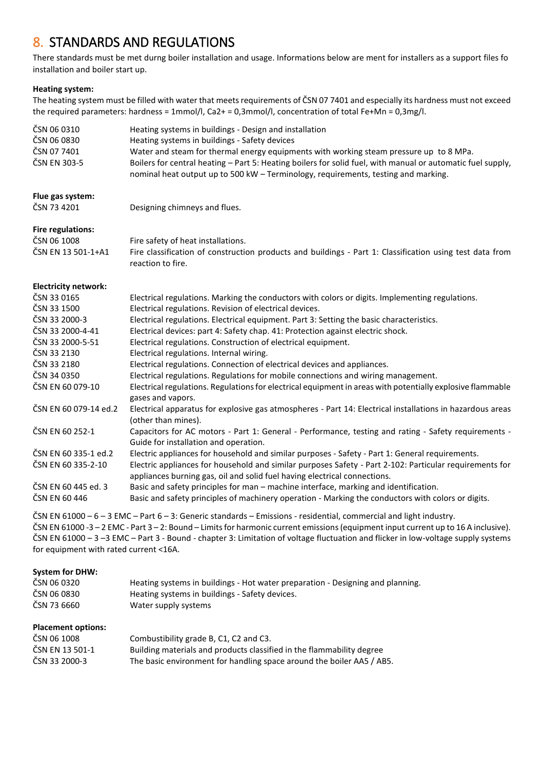## 8. STANDARDS AND REGULATIONS

There standards must be met durng boiler installation and usage. Informations below are ment for installers as a support files fo installation and boiler start up.

**Heating system:**

The heating system must be filled with water that meets requirements of ČSN 07 7401 and especially its hardness must not exceed the required parameters: hardness = 1mmol/l, $Ca^{2+}$ = 0,3mmol/l, concentration of total Fe+Mn = 0,3mg/l.

| | |
|---|---|
| ČSN 06 0310 | Heating systems in buildings - Design and installation |
| ČSN 06 0830 | Heating systems in buildings - Safety devices |
| ČSN 07 7401 | Water and steam for thermal energy equipments with working steam pressure up to 8 MPa. |
| ČSN EN 303-5 | Boilers for central heating – Part 5: Heating boilers for solid fuel, with manual or automatic fuel supply, nominal heat output up to 500 kW – Terminology, requirements, testing and marking. |

**Flue gas system:**

| | |
|---|---|
| ČSN 73 4201 | Designing chimneys and flues. |

**Fire regulations:**

| | |
|---|---|
| ČSN 06 1008 | Fire safety of heat installations. |
| ČSN EN 13 501-1+A1 | Fire classification of construction products and buildings - Part 1: Classification using test data from reaction to fire. |

**Electricity network:**

| | |
|---|---|
| ČSN 33 0165 | Electrical regulations. Marking the conductors with colors or digits. Implementing regulations. |
| ČSN 33 1500 | Electrical regulations. Revision of electrical devices. |
| ČSN 33 2000-3 | Electrical regulations. Electrical equipment. Part 3: Setting the basic characteristics. |
| ČSN 33 2000-4-41 | Electrical devices: part 4: Safety chap. 41: Protection against electric shock. |
| ČSN 33 2000-5-51 | Electrical regulations. Construction of electrical equipment. |
| ČSN 33 2130 | Electrical regulations. Internal wiring. |
| ČSN 33 2180 | Electrical regulations. Connection of electrical devices and appliances. |
| ČSN 34 0350 | Electrical regulations. Regulations for mobile connections and wiring management. |
| ČSN EN 60 079-10 | Electrical regulations. Regulations for electrical equipment in areas with potentially explosive flammable gases and vapors. |
| ČSN EN 60 079-14 ed.2 | Electrical apparatus for explosive gas atmospheres - Part 14: Electrical installations in hazardous areas (other than mines). |
| ČSN EN 60 252-1 | Capacitors for AC motors - Part 1: General - Performance, testing and rating - Safety requirements - Guide for installation and operation. |
| ČSN EN 60 335-1 ed.2 | Electric appliances for household and similar purposes - Safety - Part 1: General requirements. |
| ČSN EN 60 335-2-10 | Electric appliances for household and similar purposes Safety - Part 2-102: Particular requirements for appliances burning gas, oil and solid fuel having electrical connections. |
| ČSN EN 60 445 ed. 3 | Basic and safety principles for man – machine interface, marking and identification. |
| ČSN EN 60 446 | Basic and safety principles of machinery operation - Marking the conductors with colors or digits. |

ČSN EN 61000 – 6 – 3 EMC – Part 6 – 3: Generic standards – Emissions - residential, commercial and light industry.
ČSN EN 61000 -3 – 2 EMC - Part 3 – 2: Bound – Limits for harmonic current emissions (equipment input current up to 16 A inclusive).
ČSN EN 61000 – 3 –3 EMC – Part 3 - Bound - chapter 3: Limitation of voltage fluctuation and flicker in low-voltage supply systems for equipment with rated current <16A.

**System for DHW:**

| | |
|---|---|
| ČSN 06 0320 | Heating systems in buildings - Hot water preparation - Designing and planning. |
| ČSN 06 0830 | Heating systems in buildings - Safety devices. |
| ČSN 73 6660 | Water supply systems |

**Placement options:**

| | |
|---|---|
| ČSN 06 1008 | Combustibility grade B, C1, C2 and C3. |
| ČSN EN 13 501-1 | Building materials and products classified in the flammability degree |
| ČSN 33 2000-3 | The basic environment for handling space around the boiler AA5 / AB5. |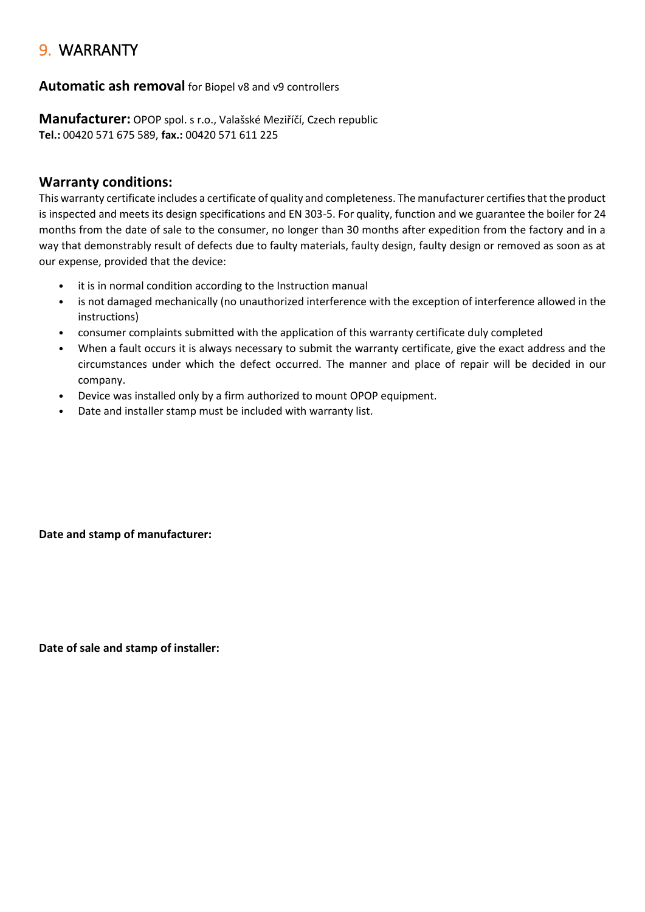# 9. WARRANTY

**Automatic ash removal** for Biopel v8 and v9 controllers

**Manufacturer:** OPOP spol. s r.o., Valašské Meziříčí, Czech republic
**Tel.:** 00420 571 675 589, **fax.:** 00420 571 611 225

## Warranty conditions:

This warranty certificate includes a certificate of quality and completeness. The manufacturer certifies that the product is inspected and meets its design specifications and EN 303-5. For quality, function and we guarantee the boiler for 24 months from the date of sale to the consumer, no longer than 30 months after expedition from the factory and in a way that demonstrably result of defects due to faulty materials, faulty design, faulty design or removed as soon as at our expense, provided that the device:

- it is in normal condition according to the Instruction manual
- is not damaged mechanically (no unauthorized interference with the exception of interference allowed in the instructions)
- consumer complaints submitted with the application of this warranty certificate duly completed
- When a fault occurs it is always necessary to submit the warranty certificate, give the exact address and the circumstances under which the defect occurred. The manner and place of repair will be decided in our company.
- Device was installed only by a firm authorized to mount OPOP equipment.
- Date and installer stamp must be included with warranty list.

**Date and stamp of manufacturer:**

**Date of sale and stamp of installer:**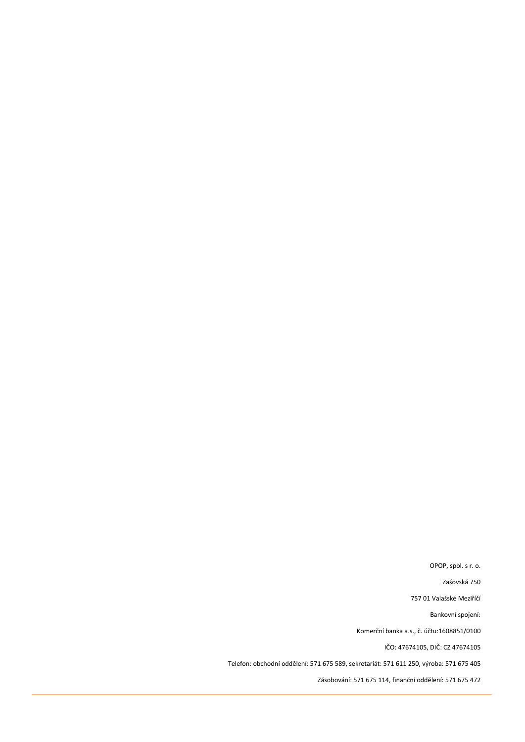OPOP, spol. s r. o.

Zašovská 750

757 01 Valašské Meziříčí

Bankovní spojení:

Komerční banka a.s., č. účtu:1608851/0100

IČO: 47674105, DIČ: CZ 47674105

Telefon: obchodní oddělení: 571 675 589, sekretariát: 571 611 250, výroba: 571 675 405

Zásobování: 571 675 114, finanční oddělení: 571 675 472